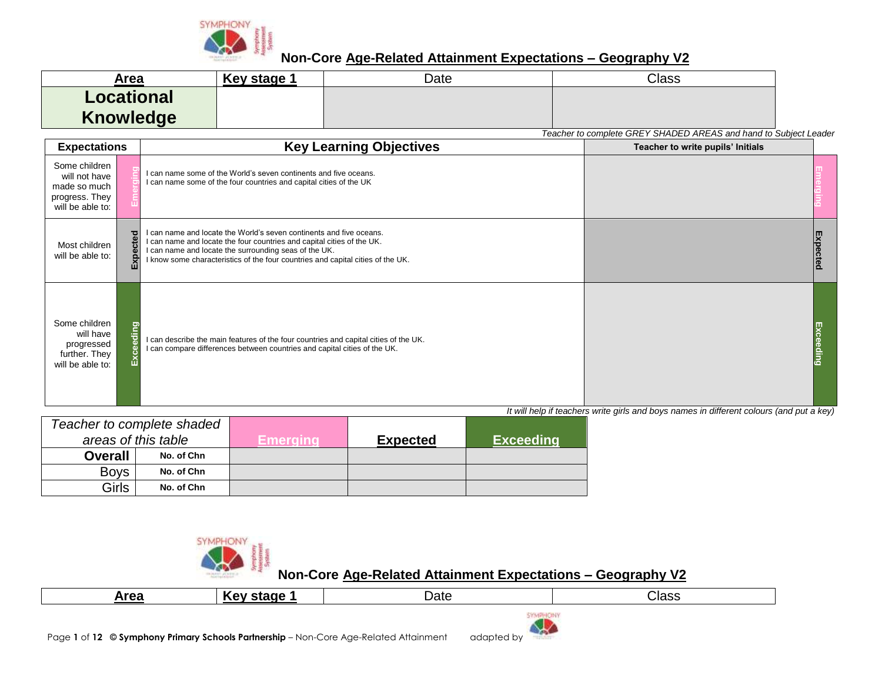# Non-Core Age-Related Attainment Expectations – Geography V2

| Area | Key stage 1 | Date | Class |
|---|---|---|---|
| **Locational Knowledge** | | | |

*Teacher to complete GREY SHADED AREAS and hand to Subject Leader*

| Expectations | | Key Learning Objectives | Teacher to write pupils' Initials | |
|---|---|---|---|---|
| Some children will not have made so much progress. They will be able to: | Emerging | I can name some of the World's seven continents and five oceans.<br>I can name some of the four countries and capital cities of the UK | | Emerging |
| Most children will be able to: | Expected | I can name and locate the World's seven continents and five oceans.<br>I can name and locate the four countries and capital cities of the UK.<br>I can name and locate the surrounding seas of the UK.<br>I know some characteristics of the four countries and capital cities of the UK. | | Expected |
| Some children will have progressed further. They will be able to: | Exceeding | I can describe the main features of the four countries and capital cities of the UK.<br>I can compare differences between countries and capital cities of the UK. | | Exceeding |

*It will help if teachers write girls and boys names in different colours (and put a key)*

| *Teacher to complete shaded areas of this table* | | Emerging | Expected | Exceeding |
|---|---|---|---|---|
| **Overall** | No. of Chn | | | |
| Boys | No. of Chn | | | |
| Girls | No. of Chn | | | |

# Non-Core Age-Related Attainment Expectations – Geography V2

| Area | Key stage 1 | Date | Class |
|---|---|---|---|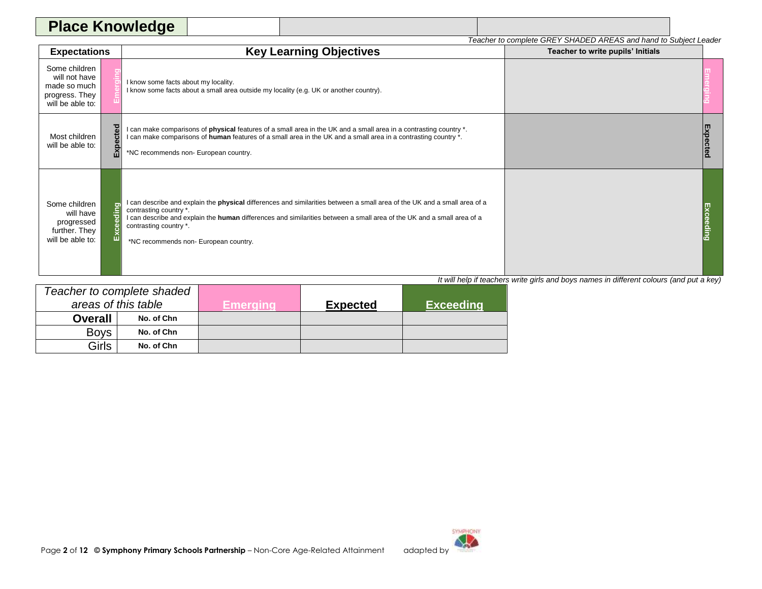# Place Knowledge

*Teacher to complete GREY SHADED AREAS and hand to Subject Leader*

| Expectations | | Key Learning Objectives | Teacher to write pupils' Initials | |
|---|---|---|---|---|
| Some children will not have made so much progress. They will be able to: | Emerging | I know some facts about my locality.<br>I know some facts about a small area outside my locality (e.g. UK or another country). | | Emerging |
| Most children will be able to: | Expected | I can make comparisons of **physical** features of a small area in the UK and a small area in a contrasting country *.<br>I can make comparisons of **human** features of a small area in the UK and a small area in a contrasting country *.<br><br>*NC recommends non- European country. | | Expected |
| Some children will have progressed further. They will be able to: | Exceeding | I can describe and explain the **physical** differences and similarities between a small area of the UK and a small area of a contrasting country *.<br>I can describe and explain the **human** differences and similarities between a small area of the UK and a small area of a contrasting country *.<br><br>*NC recommends non- European country. | | Exceeding |

*It will help if teachers write girls and boys names in different colours (and put a key)*

| *Teacher to complete shaded areas of this table* | | **Emerging** | **Expected** | **Exceeding** |
|---|---|---|---|---|
| **Overall** | **No. of Chn** | | | |
| Boys | **No. of Chn** | | | |
| Girls | **No. of Chn** | | | |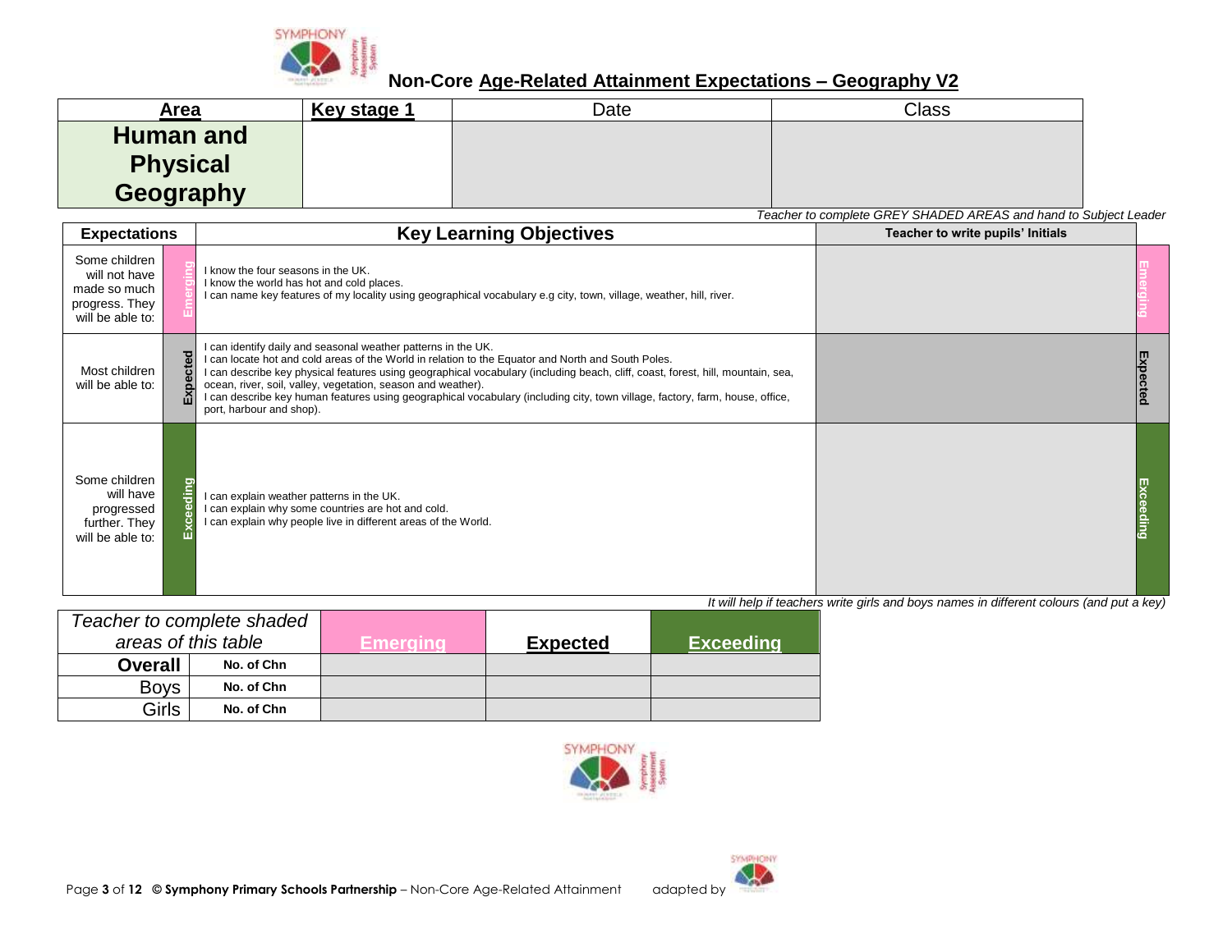## Non-Core Age-Related Attainment Expectations – Geography V2

| Area | Key stage 1 | Date | Class |
|---|---|---|---|
| **Human and Physical Geography** | | | |

*Teacher to complete GREY SHADED AREAS and hand to Subject Leader*

| Expectations | | Key Learning Objectives | Teacher to write pupils' Initials | |
|---|---|---|---|---|
| Some children will not have made so much progress. They will be able to: | Emerging | I know the four seasons in the UK.<br>I know the world has hot and cold places.<br>I can name key features of my locality using geographical vocabulary e.g city, town, village, weather, hill, river. | | Emerging |
| Most children will be able to: | Expected | I can identify daily and seasonal weather patterns in the UK.<br>I can locate hot and cold areas of the World in relation to the Equator and North and South Poles.<br>I can describe key physical features using geographical vocabulary (including beach, cliff, coast, forest, hill, mountain, sea, ocean, river, soil, valley, vegetation, season and weather).<br>I can describe key human features using geographical vocabulary (including city, town village, factory, farm, house, office, port, harbour and shop). | | Expected |
| Some children will have progressed further. They will be able to: | Exceeding | I can explain weather patterns in the UK.<br>I can explain why some countries are hot and cold.<br>I can explain why people live in different areas of the World. | | Exceeding |

*It will help if teachers write girls and boys names in different colours (and put a key)*

| *Teacher to complete shaded areas of this table* | | Emerging | Expected | Exceeding |
|---|---|---|---|---|
| **Overall** | **No. of Chn** | | | |
| Boys | **No. of Chn** | | | |
| Girls | **No. of Chn** | | | |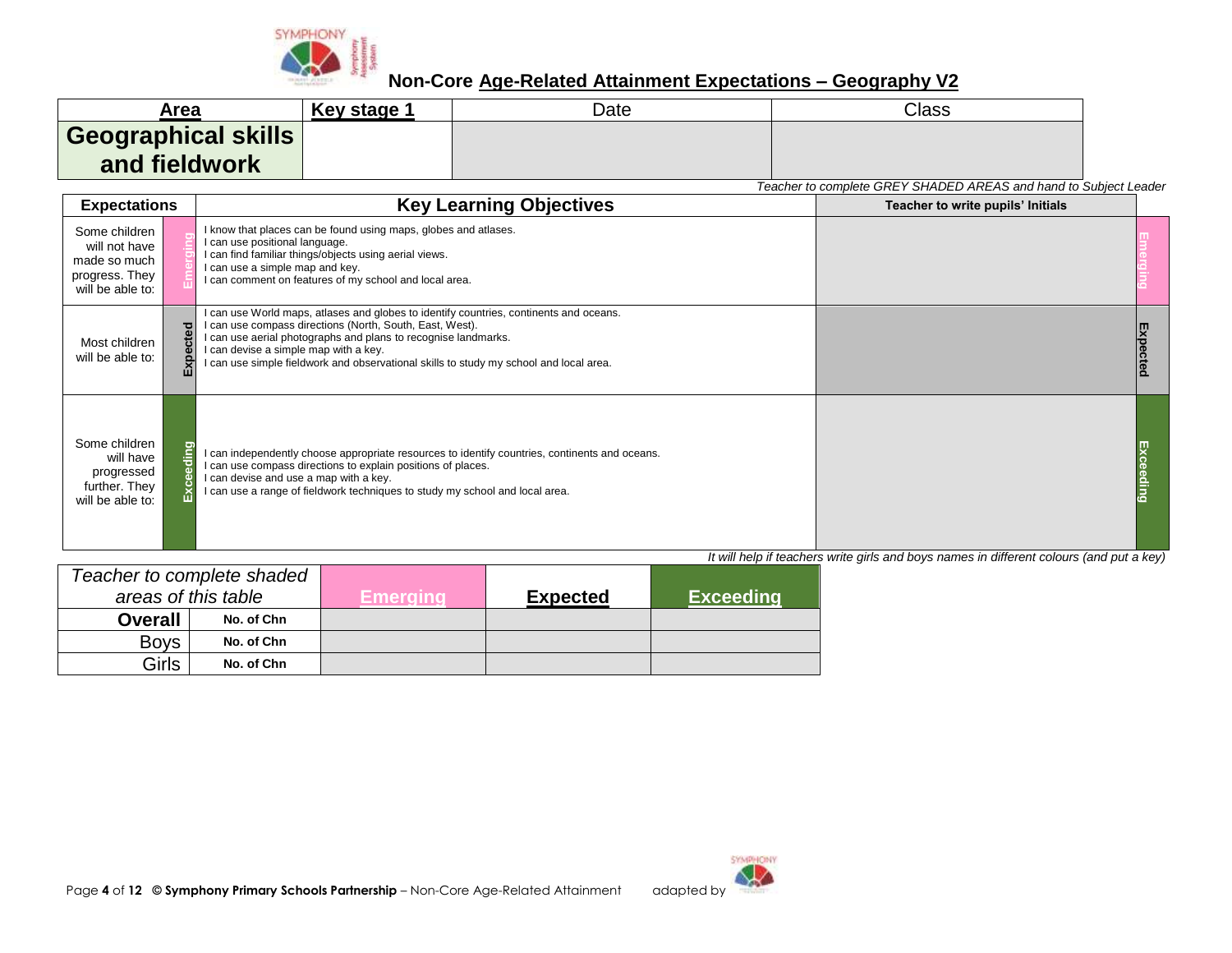## Non-Core Age-Related Attainment Expectations – Geography V2

| Area | Key stage 1 | Date | Class |
|---|---|---|---|
| **Geographical skills and fieldwork** | | | |

*Teacher to complete GREY SHADED AREAS and hand to Subject Leader*

| Expectations | | Key Learning Objectives | Teacher to write pupils' Initials | |
|---|---|---|---|---|
| Some children will not have made so much progress. They will be able to: | Emerging | I know that places can be found using maps, globes and atlases.<br>I can use positional language.<br>I can find familiar things/objects using aerial views.<br>I can use a simple map and key.<br>I can comment on features of my school and local area. | | Emerging |
| Most children will be able to: | Expected | I can use World maps, atlases and globes to identify countries, continents and oceans.<br>I can use compass directions (North, South, East, West).<br>I can use aerial photographs and plans to recognise landmarks.<br>I can devise a simple map with a key.<br>I can use simple fieldwork and observational skills to study my school and local area. | | Expected |
| Some children will have progressed further. They will be able to: | Exceeding | I can independently choose appropriate resources to identify countries, continents and oceans.<br>I can use compass directions to explain positions of places.<br>I can devise and use a map with a key.<br>I can use a range of fieldwork techniques to study my school and local area. | | Exceeding |

*It will help if teachers write girls and boys names in different colours (and put a key)*

| *Teacher to complete shaded areas of this table* | | Emerging | Expected | Exceeding |
|---|---|---|---|---|
| **Overall** | No. of Chn | | | |
| Boys | No. of Chn | | | |
| Girls | No. of Chn | | | |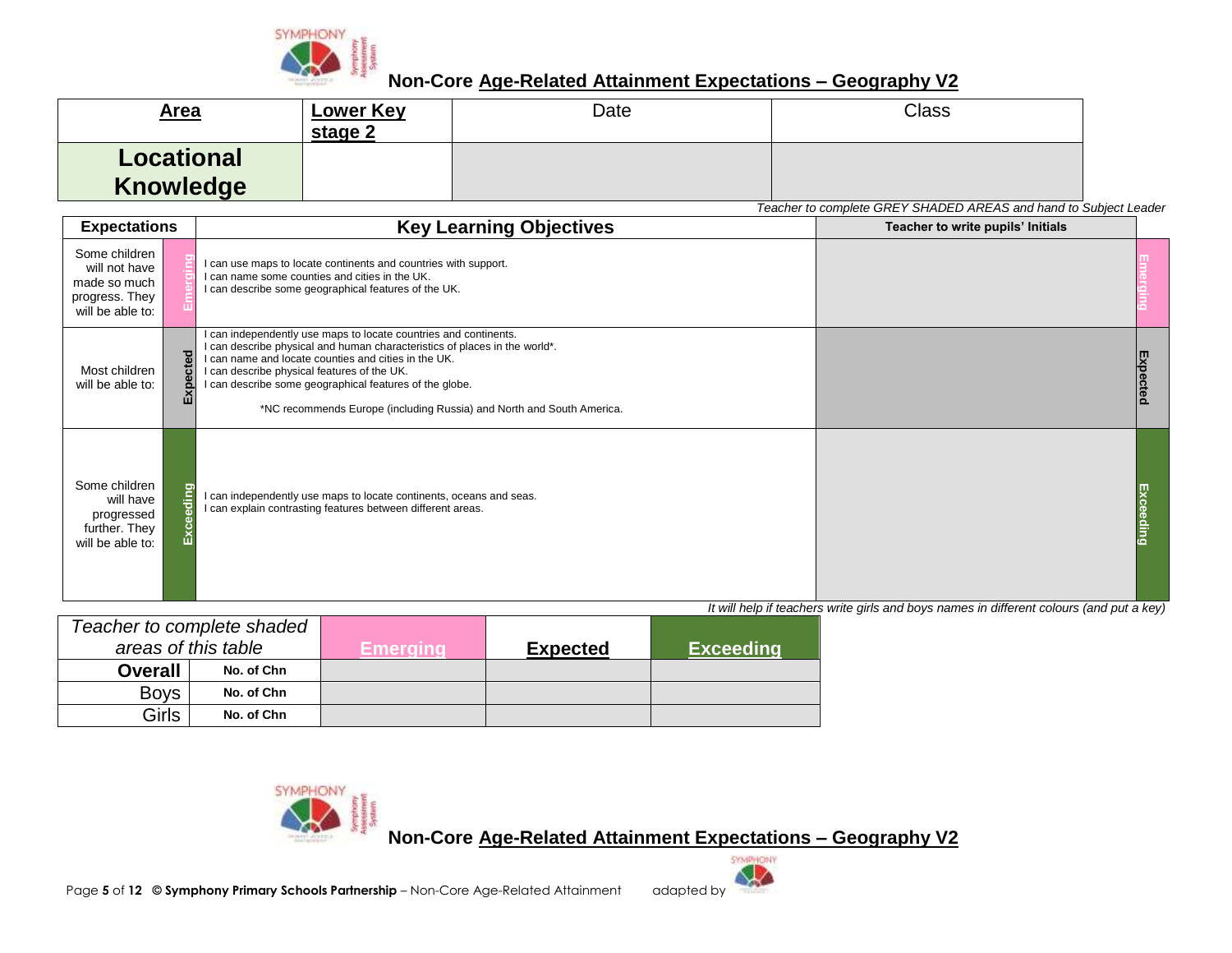# Non-Core Age-Related Attainment Expectations – Geography V2

| Area | Lower Key stage 2 | Date | Class |
|---|---|---|---|
| **Locational Knowledge** | | | |

*Teacher to complete GREY SHADED AREAS and hand to Subject Leader*

| Expectations | | Key Learning Objectives | Teacher to write pupils' Initials | |
|---|---|---|---|---|
| Some children will not have made so much progress. They will be able to: | Emerging | I can use maps to locate continents and countries with support.<br>I can name some counties and cities in the UK.<br>I can describe some geographical features of the UK. | | Emerging |
| Most children will be able to: | Expected | I can independently use maps to locate countries and continents.<br>I can describe physical and human characteristics of places in the world*.<br>I can name and locate counties and cities in the UK.<br>I can describe physical features of the UK.<br>I can describe some geographical features of the globe.<br><br>*NC recommends Europe (including Russia) and North and South America. | | Expected |
| Some children will have progressed further. They will be able to: | Exceeding | I can independently use maps to locate continents, oceans and seas.<br>I can explain contrasting features between different areas. | | Exceeding |

*It will help if teachers write girls and boys names in different colours (and put a key)*

| *Teacher to complete shaded areas of this table* | | Emerging | Expected | Exceeding |
|---|---|---|---|---|
| **Overall** | **No. of Chn** | | | |
| Boys | **No. of Chn** | | | |
| Girls | **No. of Chn** | | | |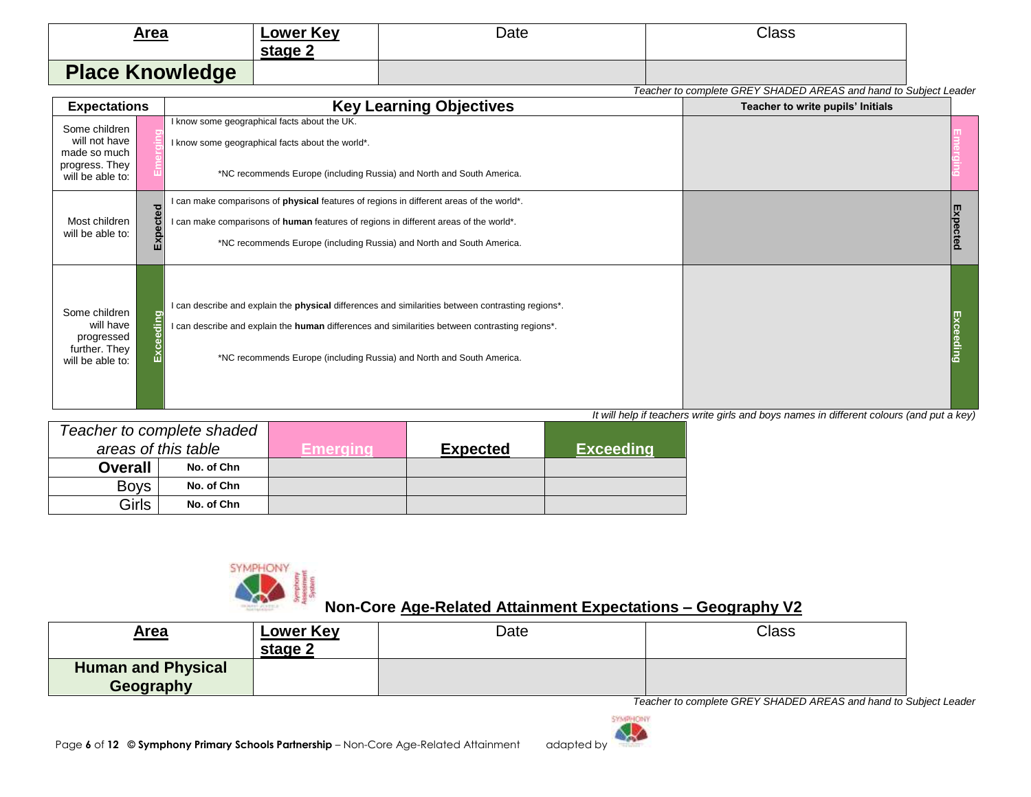| **Area** | **Lower Key stage 2** | Date | Class |
|---|---|---|---|
| **Place Knowledge** | | | |

*Teacher to complete GREY SHADED AREAS and hand to Subject Leader*

| **Expectations** | | **Key Learning Objectives** | **Teacher to write pupils' Initials** | |
|---|---|---|---|---|
| Some children will not have made so much progress. They will be able to: | Emerging | I know some geographical facts about the UK.<br>I know some geographical facts about the world*.<br>*NC recommends Europe (including Russia) and North and South America. | | Emerging |
| Most children will be able to: | Expected | I can make comparisons of **physical** features of regions in different areas of the world*.<br>I can make comparisons of **human** features of regions in different areas of the world*.<br>*NC recommends Europe (including Russia) and North and South America. | | Expected |
| Some children will have progressed further. They will be able to: | Exceeding | I can describe and explain the **physical** differences and similarities between contrasting regions*.<br>I can describe and explain the **human** differences and similarities between contrasting regions*.<br>*NC recommends Europe (including Russia) and North and South America. | | Exceeding |

*It will help if teachers write girls and boys names in different colours (and put a key)*

| *Teacher to complete shaded areas of this table* | | **Emerging** | **Expected** | **Exceeding** |
|---|---|---|---|---|
| **Overall** | **No. of Chn** | | | |
| Boys | **No. of Chn** | | | |
| Girls | **No. of Chn** | | | |

## Non-Core Age-Related Attainment Expectations – Geography V2

| **Area** | **Lower Key stage 2** | Date | Class |
|---|---|---|---|
| **Human and Physical Geography** | | | |

*Teacher to complete GREY SHADED AREAS and hand to Subject Leader*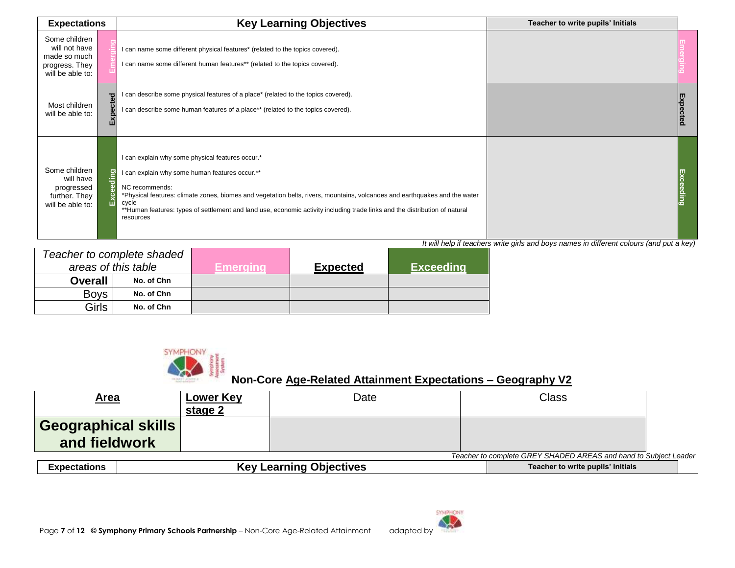| Expectations | | Key Learning Objectives | Teacher to write pupils' Initials | |
|---|---|---|---|---|
| Some children will not have made so much progress. They will be able to: | Emerging | I can name some different physical features* (related to the topics covered).<br><br>I can name some different human features** (related to the topics covered). | | Emerging |
| Most children will be able to: | Expected | I can describe some physical features of a place* (related to the topics covered).<br><br>I can describe some human features of a place** (related to the topics covered). | | Expected |
| Some children will have progressed further. They will be able to: | Exceeding | I can explain why some physical features occur.*<br><br>I can explain why some human features occur.**<br><br>NC recommends:<br>*Physical features: climate zones, biomes and vegetation belts, rivers, mountains, volcanoes and earthquakes and the water cycle<br>**Human features: types of settlement and land use, economic activity including trade links and the distribution of natural resources | | Exceeding |

*It will help if teachers write girls and boys names in different colours (and put a key)*

| *Teacher to complete shaded areas of this table* | | Emerging | Expected | Exceeding |
|---|---|---|---|---|
| **Overall** | **No. of Chn** | | | |
| Boys | **No. of Chn** | | | |
| Girls | **No. of Chn** | | | |

## Non-Core Age-Related Attainment Expectations – Geography V2

| Area | Lower Key stage 2 | Date | Class |
|---|---|---|---|
| **Geographical skills and fieldwork** | | | |

*Teacher to complete GREY SHADED AREAS and hand to Subject Leader*

| Expectations | Key Learning Objectives | Teacher to write pupils' Initials |
|---|---|---|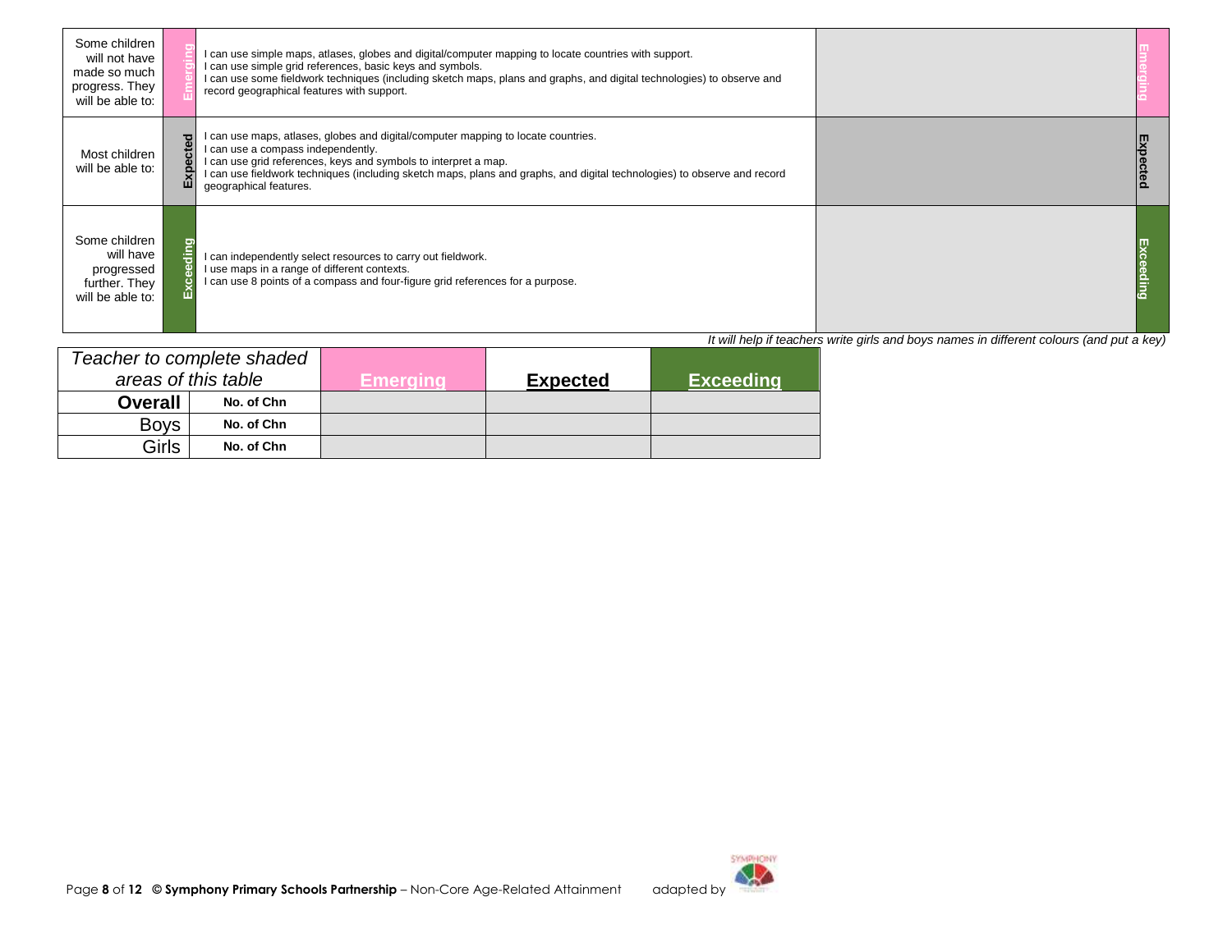| | | | | |
|---|---|---|---|---|
| Some children will not have made so much progress. They will be able to: | Emerging | I can use simple maps, atlases, globes and digital/computer mapping to locate countries with support.<br>I can use simple grid references, basic keys and symbols.<br>I can use some fieldwork techniques (including sketch maps, plans and graphs, and digital technologies) to observe and record geographical features with support. | | Emerging |
| Most children will be able to: | Expected | I can use maps, atlases, globes and digital/computer mapping to locate countries.<br>I can use a compass independently.<br>I can use grid references, keys and symbols to interpret a map.<br>I can use fieldwork techniques (including sketch maps, plans and graphs, and digital technologies) to observe and record geographical features. | | Expected |
| Some children will have progressed further. They will be able to: | Exceeding | I can independently select resources to carry out fieldwork.<br>I use maps in a range of different contexts.<br>I can use 8 points of a compass and four-figure grid references for a purpose. | | Exceeding |

*It will help if teachers write girls and boys names in different colours (and put a key)*

| *Teacher to complete shaded areas of this table* | | **Emerging** | **Expected** | **Exceeding** |
|---|---|---|---|---|
| **Overall** | **No. of Chn** | | | |
| Boys | **No. of Chn** | | | |
| Girls | **No. of Chn** | | | |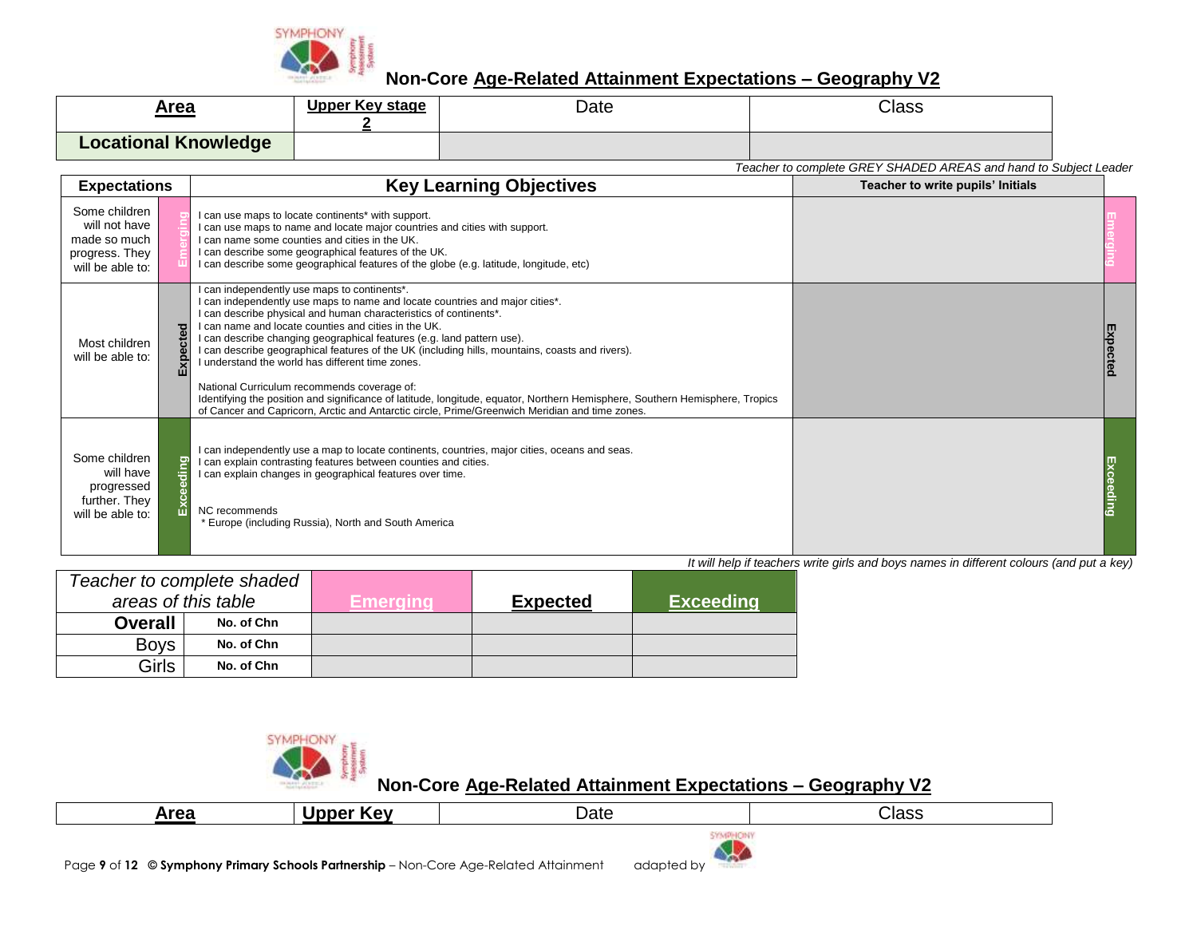# Non-Core Age-Related Attainment Expectations – Geography V2

| Area | Upper Key stage 2 | Date | Class |
|---|---|---|---|
| Locational Knowledge | | | |

*Teacher to complete GREY SHADED AREAS and hand to Subject Leader*

| Expectations | | Key Learning Objectives | Teacher to write pupils' Initials | |
|---|---|---|---|---|
| Some children will not have made so much progress. They will be able to: | Emerging | I can use maps to locate continents* with support.<br>I can use maps to name and locate major countries and cities with support.<br>I can name some counties and cities in the UK.<br>I can describe some geographical features of the UK.<br>I can describe some geographical features of the globe (e.g. latitude, longitude, etc) | | Emerging |
| Most children will be able to: | Expected | I can independently use maps to continents*.<br>I can independently use maps to name and locate countries and major cities*.<br>I can describe physical and human characteristics of continents*.<br>I can name and locate counties and cities in the UK.<br>I can describe changing geographical features (e.g. land pattern use).<br>I can describe geographical features of the UK (including hills, mountains, coasts and rivers).<br>I understand the world has different time zones.<br><br>National Curriculum recommends coverage of:<br>Identifying the position and significance of latitude, longitude, equator, Northern Hemisphere, Southern Hemisphere, Tropics of Cancer and Capricorn, Arctic and Antarctic circle, Prime/Greenwich Meridian and time zones. | | Expected |
| Some children will have progressed further. They will be able to: | Exceeding | I can independently use a map to locate continents, countries, major cities, oceans and seas.<br>I can explain contrasting features between counties and cities.<br>I can explain changes in geographical features over time.<br><br>NC recommends<br>* Europe (including Russia), North and South America | | Exceeding |

*It will help if teachers write girls and boys names in different colours (and put a key)*

| *Teacher to complete shaded areas of this table* | | Emerging | Expected | Exceeding |
|---|---|---|---|---|
| **Overall** | No. of Chn | | | |
| Boys | No. of Chn | | | |
| Girls | No. of Chn | | | |

# Non-Core Age-Related Attainment Expectations – Geography V2

| Area | Upper Key | Date | Class |
|---|---|---|---|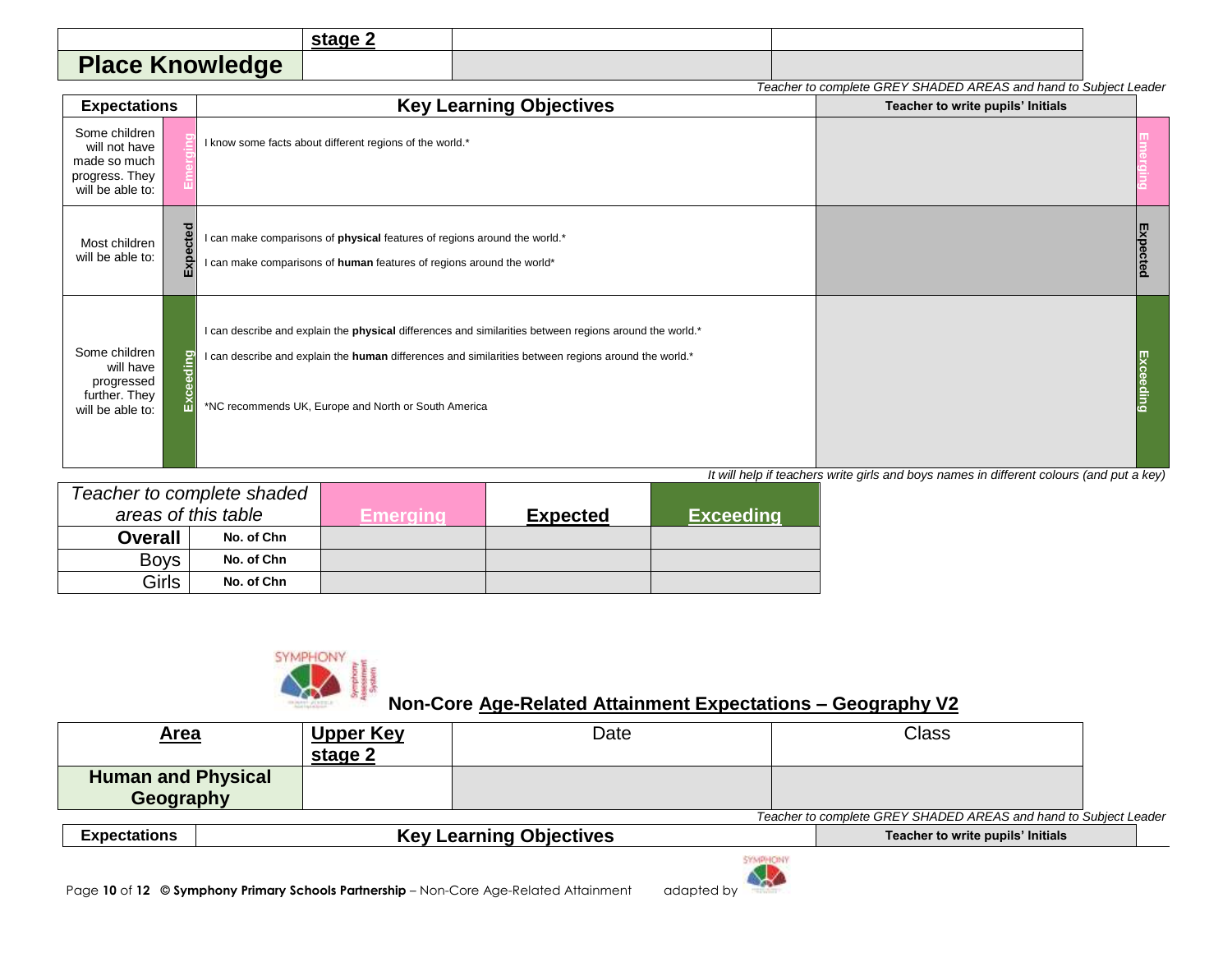| | stage 2 | | |
|---|---|---|---|
| **Place Knowledge** | | | |

*Teacher to complete GREY SHADED AREAS and hand to Subject Leader*

| Expectations | | Key Learning Objectives | Teacher to write pupils' Initials | |
|---|---|---|---|---|
| Some children will not have made so much progress. They will be able to: | Emerging | I know some facts about different regions of the world.* | | Emerging |
| Most children will be able to: | Expected | I can make comparisons of **physical** features of regions around the world.*<br>I can make comparisons of **human** features of regions around the world* | | Expected |
| Some children will have progressed further. They will be able to: | Exceeding | I can describe and explain the **physical** differences and similarities between regions around the world.*<br>I can describe and explain the **human** differences and similarities between regions around the world.*<br><br>*NC recommends UK, Europe and North or South America | | Exceeding |

*It will help if teachers write girls and boys names in different colours (and put a key)*

| *Teacher to complete shaded areas of this table* | | Emerging | Expected | Exceeding |
|---|---|---|---|---|
| **Overall** | No. of Chn | | | |
| Boys | No. of Chn | | | |
| Girls | No. of Chn | | | |

**Non-Core Age-Related Attainment Expectations – Geography V2**

| Area | Upper Key stage 2 | Date | Class |
|---|---|---|---|
| **Human and Physical Geography** | | | |

*Teacher to complete GREY SHADED AREAS and hand to Subject Leader*

| Expectations | Key Learning Objectives | Teacher to write pupils' Initials |
|---|---|---|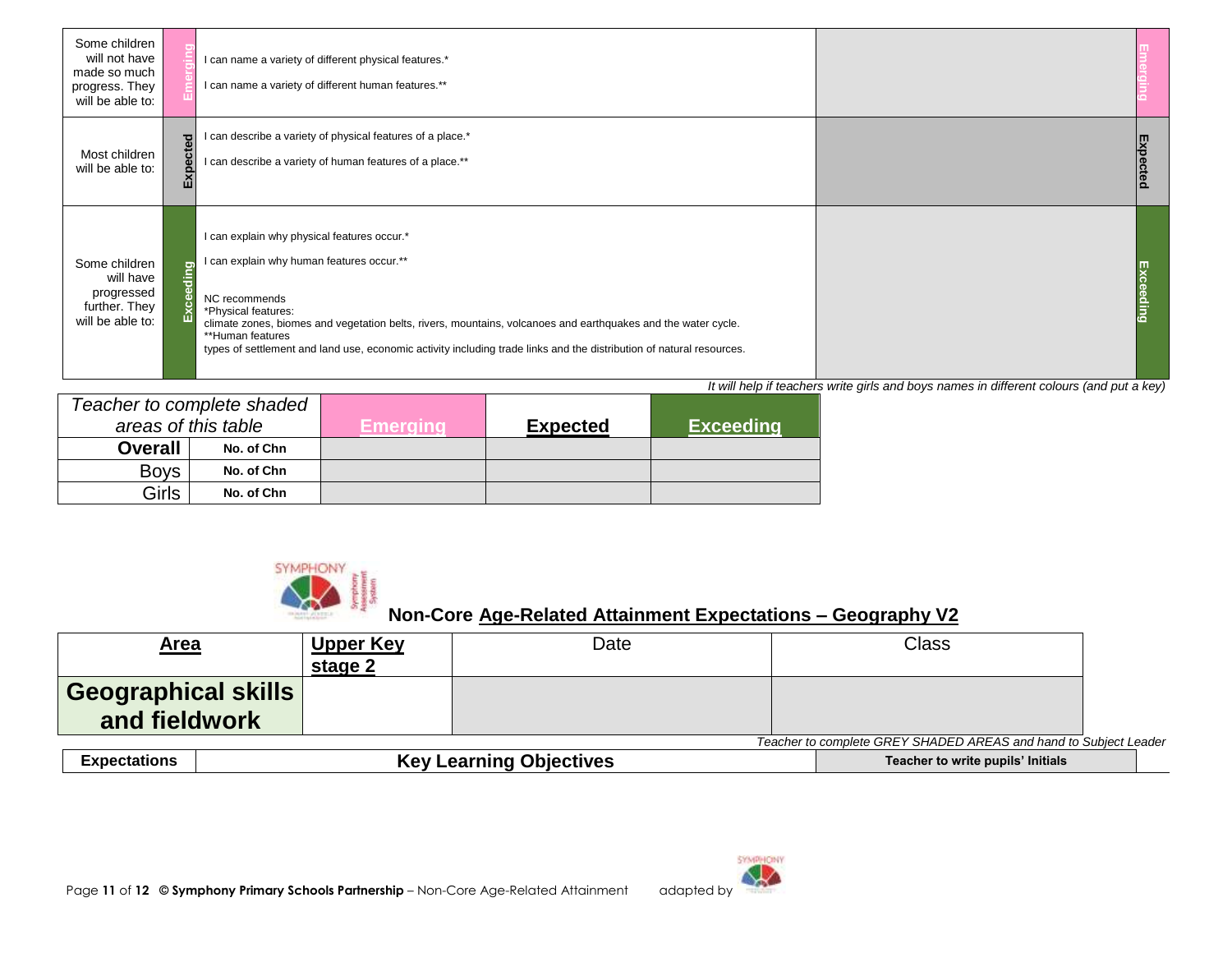| | | | | |
|---|---|---|---|---|
| Some children will not have made so much progress. They will be able to: | Emerging | I can name a variety of different physical features.*<br><br>I can name a variety of different human features.** | | Emerging |
| Most children will be able to: | Expected | I can describe a variety of physical features of a place.*<br><br>I can describe a variety of human features of a place.** | | Expected |
| Some children will have progressed further. They will be able to: | Exceeding | I can explain why physical features occur.*<br><br>I can explain why human features occur.**<br><br>NC recommends<br>*Physical features:<br>climate zones, biomes and vegetation belts, rivers, mountains, volcanoes and earthquakes and the water cycle.<br>**Human features<br>types of settlement and land use, economic activity including trade links and the distribution of natural resources. | | Exceeding |

*It will help if teachers write girls and boys names in different colours (and put a key)*

| *Teacher to complete shaded areas of this table* | | Emerging | Expected | Exceeding |
|---|---|---|---|---|
| **Overall** | **No. of Chn** | | | |
| Boys | **No. of Chn** | | | |
| Girls | **No. of Chn** | | | |

## Non-Core Age-Related Attainment Expectations – Geography V2

| Area | Upper Key stage 2 | Date | Class |
|---|---|---|---|
| **Geographical skills and fieldwork** | | | |

*Teacher to complete GREY SHADED AREAS and hand to Subject Leader*

| Expectations | Key Learning Objectives | Teacher to write pupils' Initials |
|---|---|---|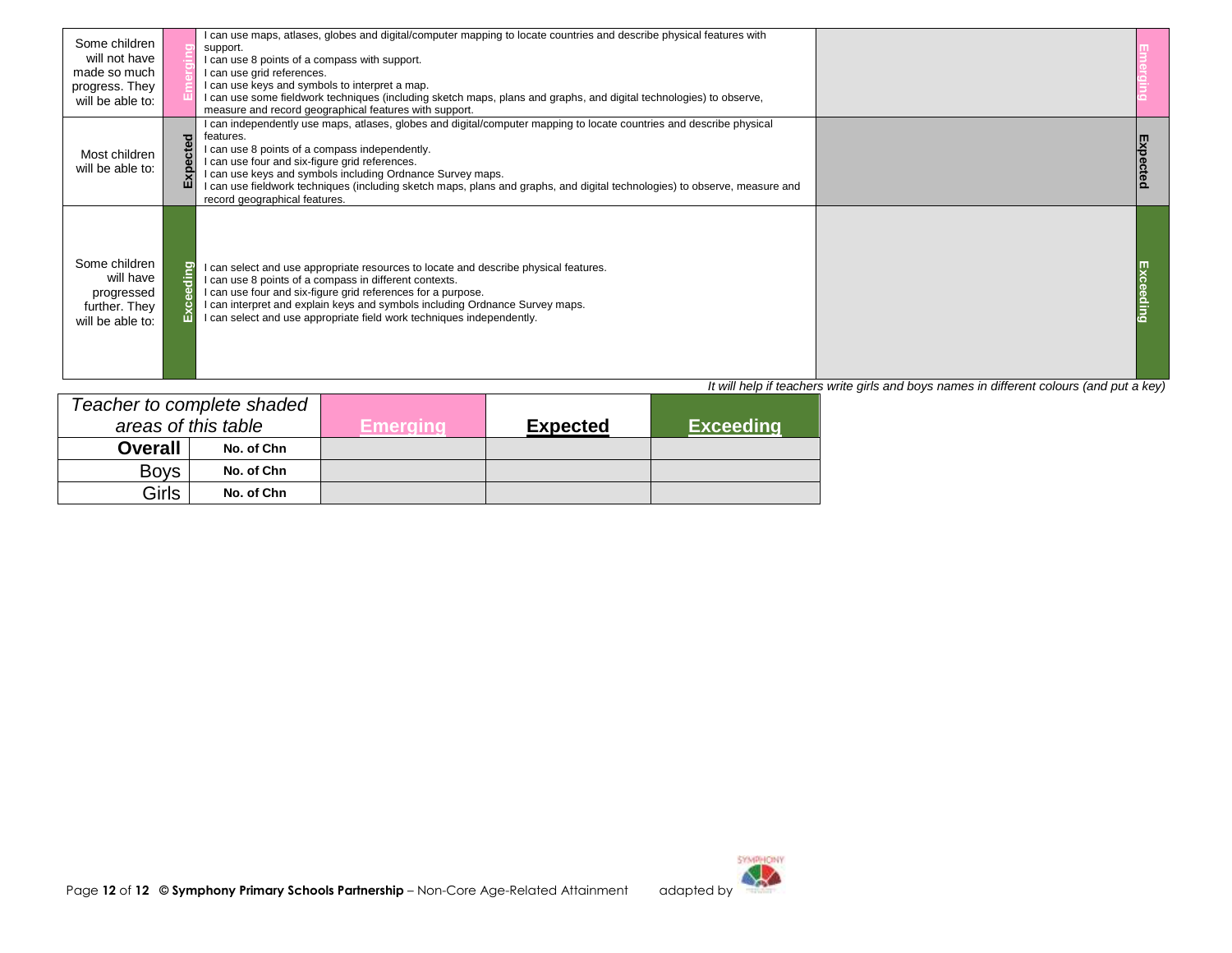| | | | | |
|---|---|---|---|---|
| Some children will not have made so much progress. They will be able to: | Emerging | I can use maps, atlases, globes and digital/computer mapping to locate countries and describe physical features with support.<br>I can use 8 points of a compass with support.<br>I can use grid references.<br>I can use keys and symbols to interpret a map.<br>I can use some fieldwork techniques (including sketch maps, plans and graphs, and digital technologies) to observe, measure and record geographical features with support. | | Emerging |
| Most children will be able to: | Expected | I can independently use maps, atlases, globes and digital/computer mapping to locate countries and describe physical features.<br>I can use 8 points of a compass independently.<br>I can use four and six-figure grid references.<br>I can use keys and symbols including Ordnance Survey maps.<br>I can use fieldwork techniques (including sketch maps, plans and graphs, and digital technologies) to observe, measure and record geographical features. | | Expected |
| Some children will have progressed further. They will be able to: | Exceeding | I can select and use appropriate resources to locate and describe physical features.<br>I can use 8 points of a compass in different contexts.<br>I can use four and six-figure grid references for a purpose.<br>I can interpret and explain keys and symbols including Ordnance Survey maps.<br>I can select and use appropriate field work techniques independently. | | Exceeding |

*It will help if teachers write girls and boys names in different colours (and put a key)*

| *Teacher to complete shaded areas of this table* | | **Emerging** | **Expected** | **Exceeding** |
|---|---|---|---|---|
| **Overall** | **No. of Chn** | | | |
| Boys | **No. of Chn** | | | |
| Girls | **No. of Chn** | | | |